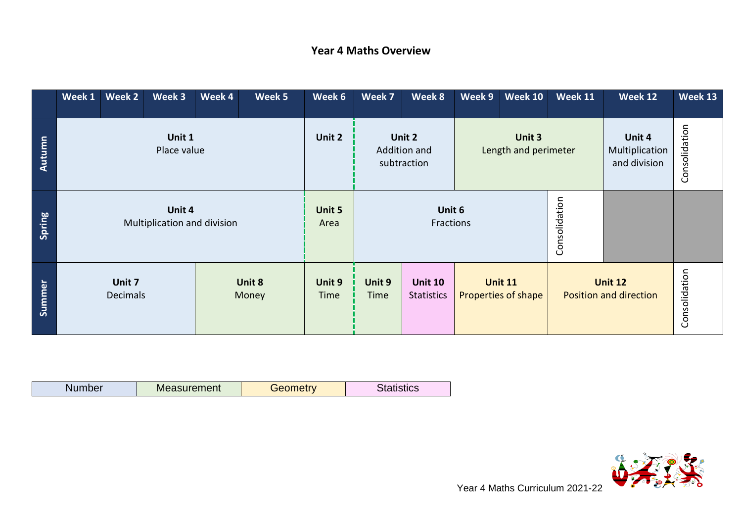# Year 4 Maths Overview

| | Week 1 | Week 2 | Week 3 | Week 4 | Week 5 | Week 6 | Week 7 | Week 8 | Week 9 | Week 10 | Week 11 | Week 12 | Week 13 |
|---|---|---|---|---|---|---|---|---|---|---|---|---|---|
| Autumn | **Unit 1** Place value | | | | | **Unit 2** | **Unit 2** Addition and subtraction | | **Unit 3** Length and perimeter | | | **Unit 4** Multiplication and division | Consolidation |
| Spring | **Unit 4** Multiplication and division | | | | | **Unit 5** Area | **Unit 6** Fractions | | | | Consolidation | | |
| Summer | **Unit 7** Decimals | | | **Unit 8** Money | | **Unit 9** Time | **Unit 9** Time | **Unit 10** Statistics | **Unit 11** Properties of shape | | **Unit 12** Position and direction | | Consolidation |

| Number | Measurement | Geometry | Statistics |
|---|---|---|---|

Year 4 Maths Curriculum 2021-22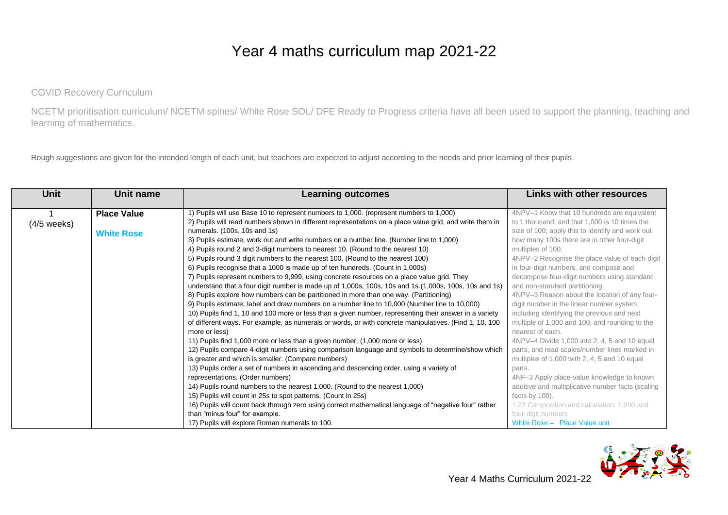# Year 4 maths curriculum map 2021-22

COVID Recovery Curriculum

NCETM prioritisation curriculum/ NCETM spines/ White Rose SOL/ DFE Ready to Progress criteria have all been used to support the planning, teaching and learning of mathematics.

Rough suggestions are given for the intended length of each unit, but teachers are expected to adjust according to the needs and prior learning of their pupils.

| Unit | Unit name | Learning outcomes | Links with other resources |
|---|---|---|---|
| 1<br>(4/5 weeks) | **Place Value**<br><br>**White Rose** | 1) Pupils will use Base 10 to represent numbers to 1,000. (represent numbers to 1,000)<br>2) Pupils will read numbers shown in different representations on a place value grid, and write them in numerals. (100s, 10s and 1s)<br>3) Pupils estimate, work out and write numbers on a number line. (Number line to 1,000)<br>4) Pupils round 2 and 3-digit numbers to nearest 10. (Round to the nearest 10)<br>5) Pupils round 3 digit numbers to the nearest 100. (Round to the nearest 100)<br>6) Pupils recognise that a 1000 is made up of ten hundreds. (Count in 1,000s)<br>7) Pupils represent numbers to 9,999, using concrete resources on a place value grid. They understand that a four digit number is made up of 1,000s, 100s, 10s and 1s.(1,000s, 100s, 10s and 1s)<br>8) Pupils explore how numbers can be partitioned in more than one way. (Partitioning)<br>9) Pupils estimate, label and draw numbers on a number line to 10,000 (Number line to 10,000)<br>10) Pupils find 1, 10 and 100 more or less than a given number, representing their answer in a variety of different ways. For example, as numerals or words, or with concrete manipulatives. (Find 1, 10, 100 more or less)<br>11) Pupils find 1,000 more or less than a given number. (1,000 more or less)<br>12) Pupils compare 4-digit numbers using comparison language and symbols to determine/show which is greater and which is smaller. (Compare numbers)<br>13) Pupils order a set of numbers in ascending and descending order, using a variety of representations. (Order numbers)<br>14) Pupils round numbers to the nearest 1,000. (Round to the nearest 1,000)<br>15) Pupils will count in 25s to spot patterns. (Count in 25s)<br>16) Pupils will count back through zero using correct mathematical language of "negative four" rather than "minus four" for example.<br>17) Pupils will explore Roman numerals to 100. | 4NPV–1 Know that 10 hundreds are equivalent to 1 thousand, and that 1,000 is 10 times the size of 100; apply this to identify and work out how many 100s there are in other four-digit multiples of 100.<br>4NPV–2 Recognise the place value of each digit in four-digit numbers, and compose and decompose four-digit numbers using standard and non-standard partitioning.<br>4NPV–3 Reason about the location of any four-digit number in the linear number system, including identifying the previous and next multiple of 1,000 and 100, and rounding to the nearest of each.<br>4NPV–4 Divide 1,000 into 2, 4, 5 and 10 equal parts, and read scales/number lines marked in multiples of 1,000 with 2, 4, 5 and 10 equal parts.<br>4NF–3 Apply place-value knowledge to known additive and multiplicative number facts (scaling facts by 100).<br>1.22 Composition and calculation: 1,000 and four-digit numbers<br>White Rose – Place Value unit |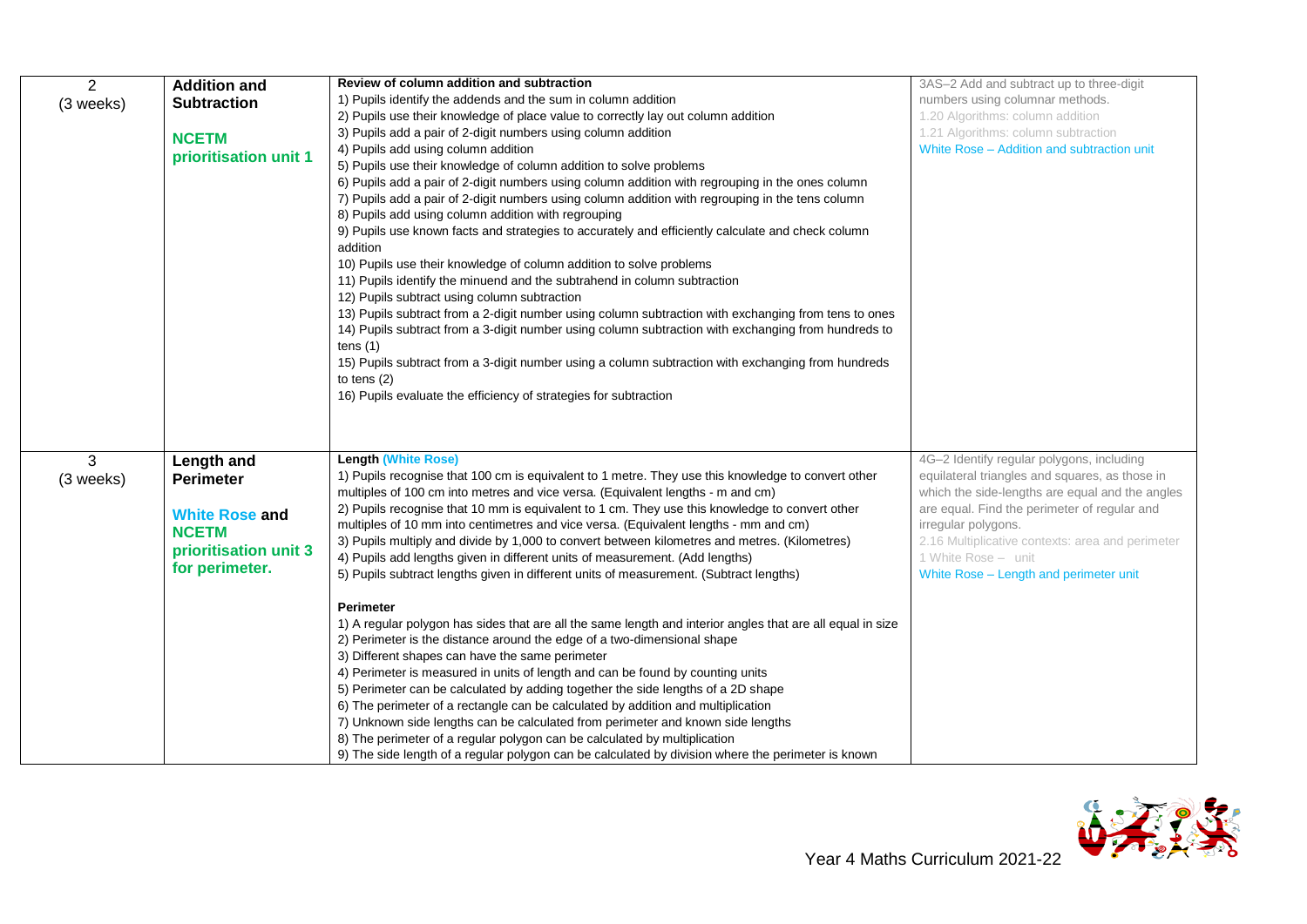| | | | |
|---|---|---|---|
| 2<br>(3 weeks) | **Addition and Subtraction**<br><br>**NCETM prioritisation unit 1** | **Review of column addition and subtraction**<br>1) Pupils identify the addends and the sum in column addition<br>2) Pupils use their knowledge of place value to correctly lay out column addition<br>3) Pupils add a pair of 2-digit numbers using column addition<br>4) Pupils add using column addition<br>5) Pupils use their knowledge of column addition to solve problems<br>6) Pupils add a pair of 2-digit numbers using column addition with regrouping in the ones column<br>7) Pupils add a pair of 2-digit numbers using column addition with regrouping in the tens column<br>8) Pupils add using column addition with regrouping<br>9) Pupils use known facts and strategies to accurately and efficiently calculate and check column addition<br>10) Pupils use their knowledge of column addition to solve problems<br>11) Pupils identify the minuend and the subtrahend in column subtraction<br>12) Pupils subtract using column subtraction<br>13) Pupils subtract from a 2-digit number using column subtraction with exchanging from tens to ones<br>14) Pupils subtract from a 3-digit number using column subtraction with exchanging from hundreds to tens (1)<br>15) Pupils subtract from a 3-digit number using a column subtraction with exchanging from hundreds to tens (2)<br>16) Pupils evaluate the efficiency of strategies for subtraction | 3AS–2 Add and subtract up to three-digit numbers using columnar methods.<br>1.20 Algorithms: column addition<br>1.21 Algorithms: column subtraction<br>White Rose – Addition and subtraction unit |
| 3<br>(3 weeks) | **Length and Perimeter**<br><br>**White Rose and NCETM prioritisation unit 3 for perimeter.** | **Length (White Rose)**<br>1) Pupils recognise that 100 cm is equivalent to 1 metre. They use this knowledge to convert other multiples of 100 cm into metres and vice versa. (Equivalent lengths - m and cm)<br>2) Pupils recognise that 10 mm is equivalent to 1 cm. They use this knowledge to convert other multiples of 10 mm into centimetres and vice versa. (Equivalent lengths - mm and cm)<br>3) Pupils multiply and divide by 1,000 to convert between kilometres and metres. (Kilometres)<br>4) Pupils add lengths given in different units of measurement. (Add lengths)<br>5) Pupils subtract lengths given in different units of measurement. (Subtract lengths)<br><br>**Perimeter**<br>1) A regular polygon has sides that are all the same length and interior angles that are all equal in size<br>2) Perimeter is the distance around the edge of a two-dimensional shape<br>3) Different shapes can have the same perimeter<br>4) Perimeter is measured in units of length and can be found by counting units<br>5) Perimeter can be calculated by adding together the side lengths of a 2D shape<br>6) The perimeter of a rectangle can be calculated by addition and multiplication<br>7) Unknown side lengths can be calculated from perimeter and known side lengths<br>8) The perimeter of a regular polygon can be calculated by multiplication<br>9) The side length of a regular polygon can be calculated by division where the perimeter is known | 4G–2 Identify regular polygons, including equilateral triangles and squares, as those in which the side-lengths are equal and the angles are equal. Find the perimeter of regular and irregular polygons.<br>2.16 Multiplicative contexts: area and perimeter 1 White Rose – unit<br>White Rose – Length and perimeter unit |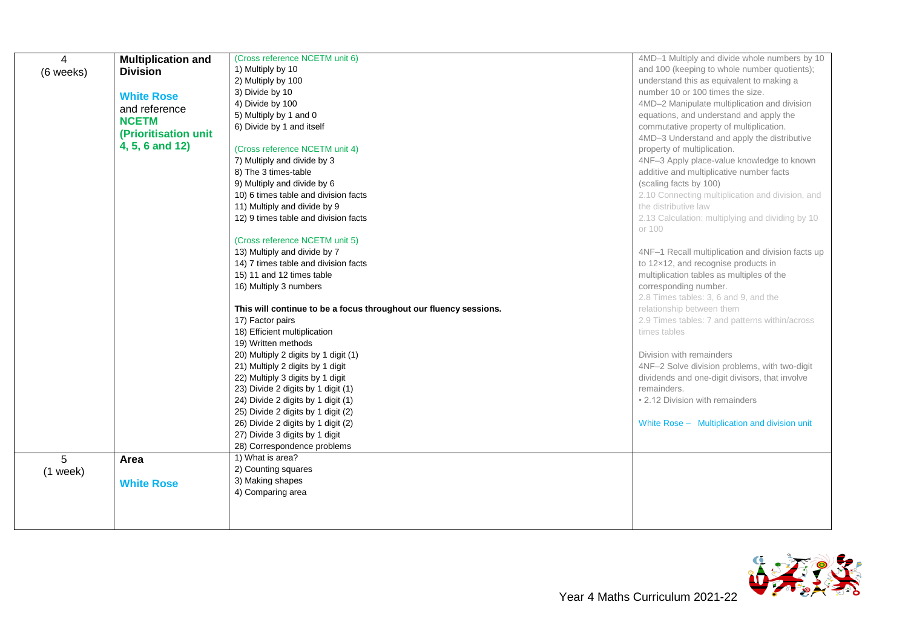| | | | |
|---|---|---|---|
| 4<br>(6 weeks) | **Multiplication and Division**<br><br>**White Rose** and reference **NCETM (Prioritisation unit 4, 5, 6 and 12)** | (Cross reference NCETM unit 6)<br>1) Multiply by 10<br>2) Multiply by 100<br>3) Divide by 10<br>4) Divide by 100<br>5) Multiply by 1 and 0<br>6) Divide by 1 and itself<br><br>(Cross reference NCETM unit 4)<br>7) Multiply and divide by 3<br>8) The 3 times-table<br>9) Multiply and divide by 6<br>10) 6 times table and division facts<br>11) Multiply and divide by 9<br>12) 9 times table and division facts<br><br>(Cross reference NCETM unit 5)<br>13) Multiply and divide by 7<br>14) 7 times table and division facts<br>15) 11 and 12 times table<br>16) Multiply 3 numbers<br><br>**This will continue to be a focus throughout our fluency sessions.**<br>17) Factor pairs<br>18) Efficient multiplication<br>19) Written methods<br>20) Multiply 2 digits by 1 digit (1)<br>21) Multiply 2 digits by 1 digit<br>22) Multiply 3 digits by 1 digit<br>23) Divide 2 digits by 1 digit (1)<br>24) Divide 2 digits by 1 digit (1)<br>25) Divide 2 digits by 1 digit (2)<br>26) Divide 2 digits by 1 digit (2)<br>27) Divide 3 digits by 1 digit<br>28) Correspondence problems | 4MD–1 Multiply and divide whole numbers by 10 and 100 (keeping to whole number quotients); understand this as equivalent to making a number 10 or 100 times the size.<br>4MD–2 Manipulate multiplication and division equations, and understand and apply the commutative property of multiplication.<br>4MD–3 Understand and apply the distributive property of multiplication.<br>4NF–3 Apply place-value knowledge to known additive and multiplicative number facts (scaling facts by 100)<br>2.10 Connecting multiplication and division, and the distributive law<br>2.13 Calculation: multiplying and dividing by 10 or 100<br><br>4NF–1 Recall multiplication and division facts up to 12×12, and recognise products in multiplication tables as multiples of the corresponding number.<br>2.8 Times tables: 3, 6 and 9, and the relationship between them<br>2.9 Times tables: 7 and patterns within/across times tables<br><br>Division with remainders<br>4NF–2 Solve division problems, with two-digit dividends and one-digit divisors, that involve remainders.<br>• 2.12 Division with remainders<br><br>White Rose – Multiplication and division unit |
| 5<br>(1 week) | **Area**<br><br>**White Rose** | 1) What is area?<br>2) Counting squares<br>3) Making shapes<br>4) Comparing area | |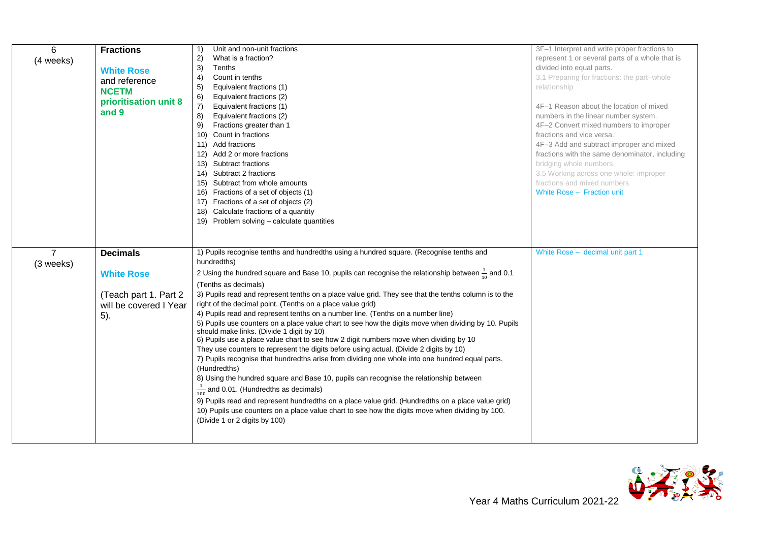| | | | |
|---|---|---|---|
| 6 (4 weeks) | **Fractions** <br><br> **White Rose** and reference **NCETM prioritisation unit 8 and 9** | 1) Unit and non-unit fractions <br> 2) What is a fraction? <br> 3) Tenths <br> 4) Count in tenths <br> 5) Equivalent fractions (1) <br> 6) Equivalent fractions (2) <br> 7) Equivalent fractions (1) <br> 8) Equivalent fractions (2) <br> 9) Fractions greater than 1 <br> 10) Count in fractions <br> 11) Add fractions <br> 12) Add 2 or more fractions <br> 13) Subtract fractions <br> 14) Subtract 2 fractions <br> 15) Subtract from whole amounts <br> 16) Fractions of a set of objects (1) <br> 17) Fractions of a set of objects (2) <br> 18) Calculate fractions of a quantity <br> 19) Problem solving – calculate quantities | 3F–1 Interpret and write proper fractions to represent 1 or several parts of a whole that is divided into equal parts. <br> 3.1 Preparing for fractions: the part–whole relationship <br><br> 4F–1 Reason about the location of mixed numbers in the linear number system. <br> 4F–2 Convert mixed numbers to improper fractions and vice versa. <br> 4F–3 Add and subtract improper and mixed fractions with the same denominator, including bridging whole numbers. <br> 3.5 Working across one whole: improper fractions and mixed numbers <br> White Rose – Fraction unit |
| 7 (3 weeks) | **Decimals** <br><br> **White Rose** <br><br> (Teach part 1. Part 2 will be covered I Year 5). | 1) Pupils recognise tenths and hundredths using a hundred square. (Recognise tenths and hundredths) <br> 2 Using the hundred square and Base 10, pupils can recognise the relationship between $\frac{1}{10}$ and 0.1 (Tenths as decimals) <br> 3) Pupils read and represent tenths on a place value grid. They see that the tenths column is to the right of the decimal point. (Tenths on a place value grid) <br> 4) Pupils read and represent tenths on a number line. (Tenths on a number line) <br> 5) Pupils use counters on a place value chart to see how the digits move when dividing by 10. Pupils should make links. (Divide 1 digit by 10) <br> 6) Pupils use a place value chart to see how 2 digit numbers move when dividing by 10 They use counters to represent the digits before using actual. (Divide 2 digits by 10) <br> 7) Pupils recognise that hundredths arise from dividing one whole into one hundred equal parts. (Hundredths) <br> 8) Using the hundred square and Base 10, pupils can recognise the relationship between $\frac{1}{100}$ and 0.01. (Hundredths as decimals) <br> 9) Pupils read and represent hundredths on a place value grid. (Hundredths on a place value grid) <br> 10) Pupils use counters on a place value chart to see how the digits move when dividing by 100. (Divide 1 or 2 digits by 100) | White Rose – decimal unit part 1 |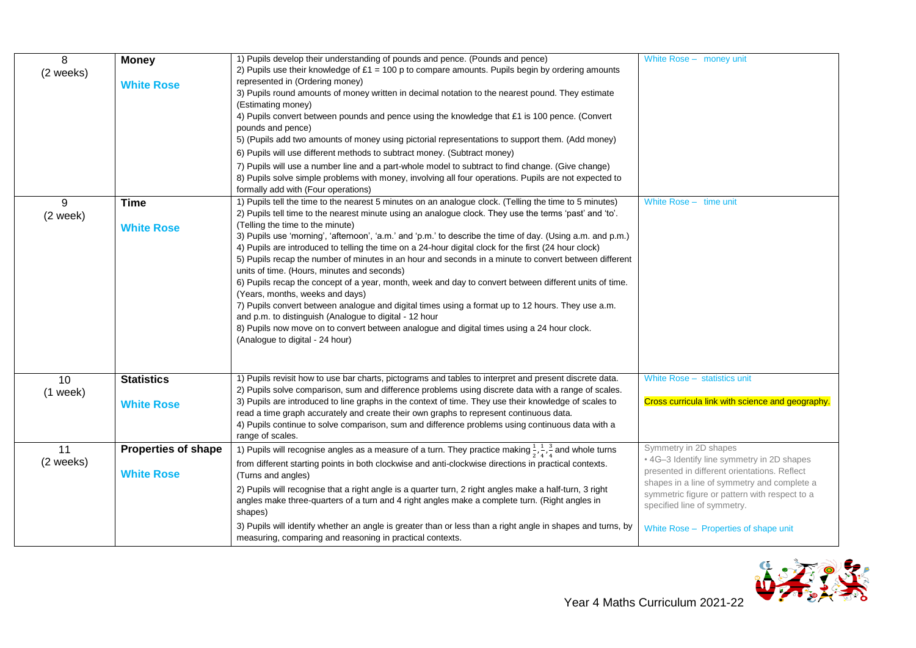| | | | |
|---|---|---|---|
| 8<br>(2 weeks) | **Money**<br><br>**White Rose** | 1) Pupils develop their understanding of pounds and pence. (Pounds and pence)<br>2) Pupils use their knowledge of £1 = 100 p to compare amounts. Pupils begin by ordering amounts represented in (Ordering money)<br>3) Pupils round amounts of money written in decimal notation to the nearest pound. They estimate (Estimating money)<br>4) Pupils convert between pounds and pence using the knowledge that £1 is 100 pence. (Convert pounds and pence)<br>5) (Pupils add two amounts of money using pictorial representations to support them. (Add money)<br>6) Pupils will use different methods to subtract money. (Subtract money)<br>7) Pupils will use a number line and a part-whole model to subtract to find change. (Give change)<br>8) Pupils solve simple problems with money, involving all four operations. Pupils are not expected to formally add with (Four operations) | White Rose – money unit |
| 9<br>(2 week) | **Time**<br><br>**White Rose** | 1) Pupils tell the time to the nearest 5 minutes on an analogue clock. (Telling the time to 5 minutes)<br>2) Pupils tell time to the nearest minute using an analogue clock. They use the terms 'past' and 'to'. (Telling the time to the minute)<br>3) Pupils use 'morning', 'afternoon', 'a.m.' and 'p.m.' to describe the time of day. (Using a.m. and p.m.)<br>4) Pupils are introduced to telling the time on a 24-hour digital clock for the first (24 hour clock)<br>5) Pupils recap the number of minutes in an hour and seconds in a minute to convert between different units of time. (Hours, minutes and seconds)<br>6) Pupils recap the concept of a year, month, week and day to convert between different units of time. (Years, months, weeks and days)<br>7) Pupils convert between analogue and digital times using a format up to 12 hours. They use a.m. and p.m. to distinguish (Analogue to digital - 12 hour<br>8) Pupils now move on to convert between analogue and digital times using a 24 hour clock. (Analogue to digital - 24 hour) | White Rose – time unit |
| 10<br>(1 week) | **Statistics**<br><br>**White Rose** | 1) Pupils revisit how to use bar charts, pictograms and tables to interpret and present discrete data.<br>2) Pupils solve comparison, sum and difference problems using discrete data with a range of scales.<br>3) Pupils are introduced to line graphs in the context of time. They use their knowledge of scales to read a time graph accurately and create their own graphs to represent continuous data.<br>4) Pupils continue to solve comparison, sum and difference problems using continuous data with a range of scales. | White Rose – statistics unit<br><br>Cross curricula link with science and geography. |
| 11<br>(2 weeks) | **Properties of shape**<br><br>**White Rose** | 1) Pupils will recognise angles as a measure of a turn. They practice making $\frac{1}{2}, \frac{1}{4}, \frac{3}{4}$ and whole turns from different starting points in both clockwise and anti-clockwise directions in practical contexts. (Turns and angles)<br>2) Pupils will recognise that a right angle is a quarter turn, 2 right angles make a half-turn, 3 right angles make three-quarters of a turn and 4 right angles make a complete turn. (Right angles in shapes)<br>3) Pupils will identify whether an angle is greater than or less than a right angle in shapes and turns, by measuring, comparing and reasoning in practical contexts. | Symmetry in 2D shapes<br>• 4G–3 Identify line symmetry in 2D shapes presented in different orientations. Reflect shapes in a line of symmetry and complete a symmetric figure or pattern with respect to a specified line of symmetry.<br><br>White Rose – Properties of shape unit |

Year 4 Maths Curriculum 2021-22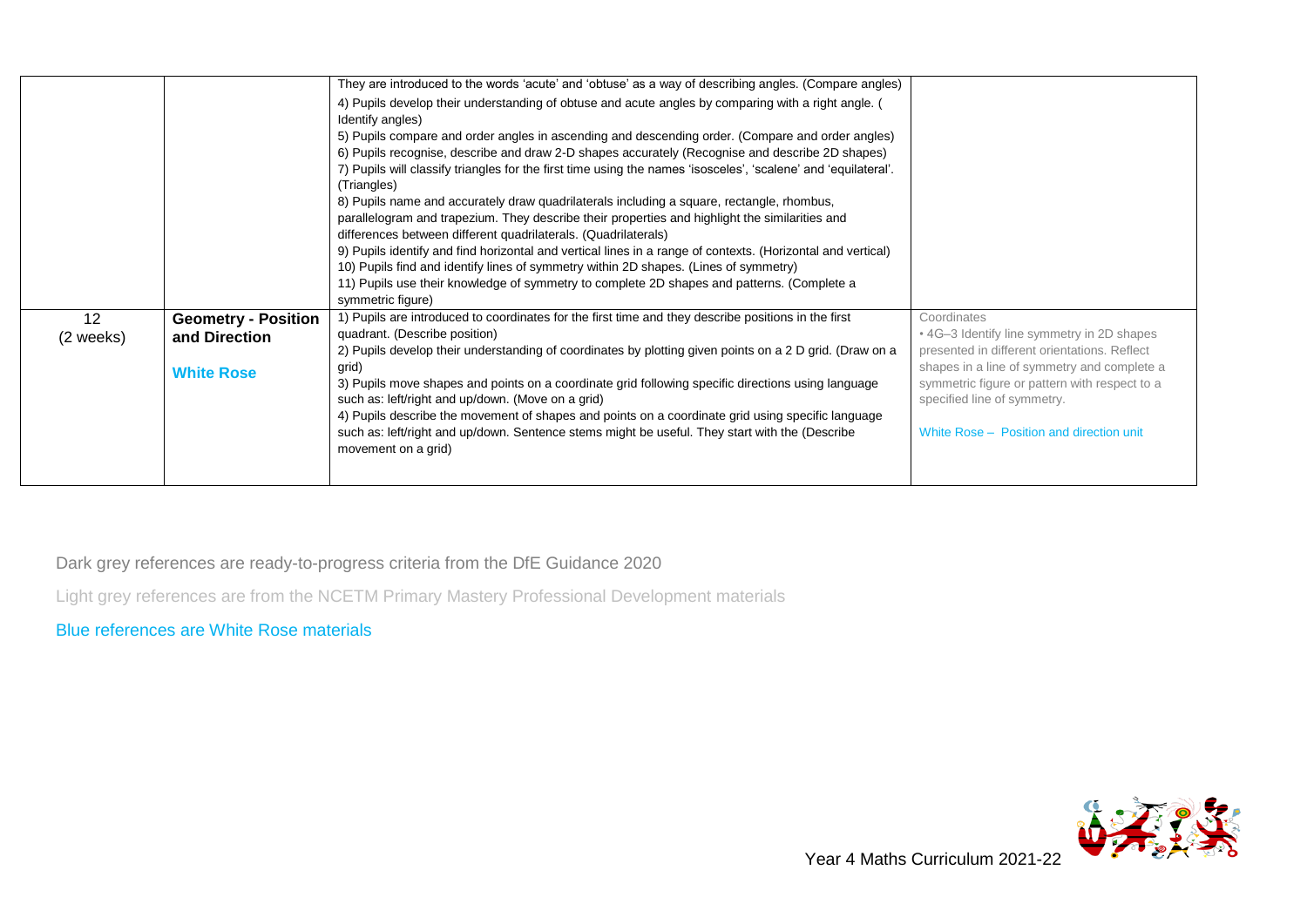| | | | |
|---|---|---|---|
| | | They are introduced to the words 'acute' and 'obtuse' as a way of describing angles. (Compare angles)<br>4) Pupils develop their understanding of obtuse and acute angles by comparing with a right angle. ( Identify angles)<br>5) Pupils compare and order angles in ascending and descending order. (Compare and order angles)<br>6) Pupils recognise, describe and draw 2-D shapes accurately (Recognise and describe 2D shapes)<br>7) Pupils will classify triangles for the first time using the names 'isosceles', 'scalene' and 'equilateral'. (Triangles)<br>8) Pupils name and accurately draw quadrilaterals including a square, rectangle, rhombus, parallelogram and trapezium. They describe their properties and highlight the similarities and differences between different quadrilaterals. (Quadrilaterals)<br>9) Pupils identify and find horizontal and vertical lines in a range of contexts. (Horizontal and vertical)<br>10) Pupils find and identify lines of symmetry within 2D shapes. (Lines of symmetry)<br>11) Pupils use their knowledge of symmetry to complete 2D shapes and patterns. (Complete a symmetric figure) | |
| 12<br>(2 weeks) | **Geometry - Position and Direction**<br><br>**White Rose** | 1) Pupils are introduced to coordinates for the first time and they describe positions in the first quadrant. (Describe position)<br>2) Pupils develop their understanding of coordinates by plotting given points on a 2 D grid. (Draw on a grid)<br>3) Pupils move shapes and points on a coordinate grid following specific directions using language such as: left/right and up/down. (Move on a grid)<br>4) Pupils describe the movement of shapes and points on a coordinate grid using specific language such as: left/right and up/down. Sentence stems might be useful. They start with the (Describe movement on a grid) | Coordinates<br>• 4G–3 Identify line symmetry in 2D shapes presented in different orientations. Reflect shapes in a line of symmetry and complete a symmetric figure or pattern with respect to a specified line of symmetry.<br><br>White Rose – Position and direction unit |

Dark grey references are ready-to-progress criteria from the DfE Guidance 2020

Light grey references are from the NCETM Primary Mastery Professional Development materials

Blue references are White Rose materials